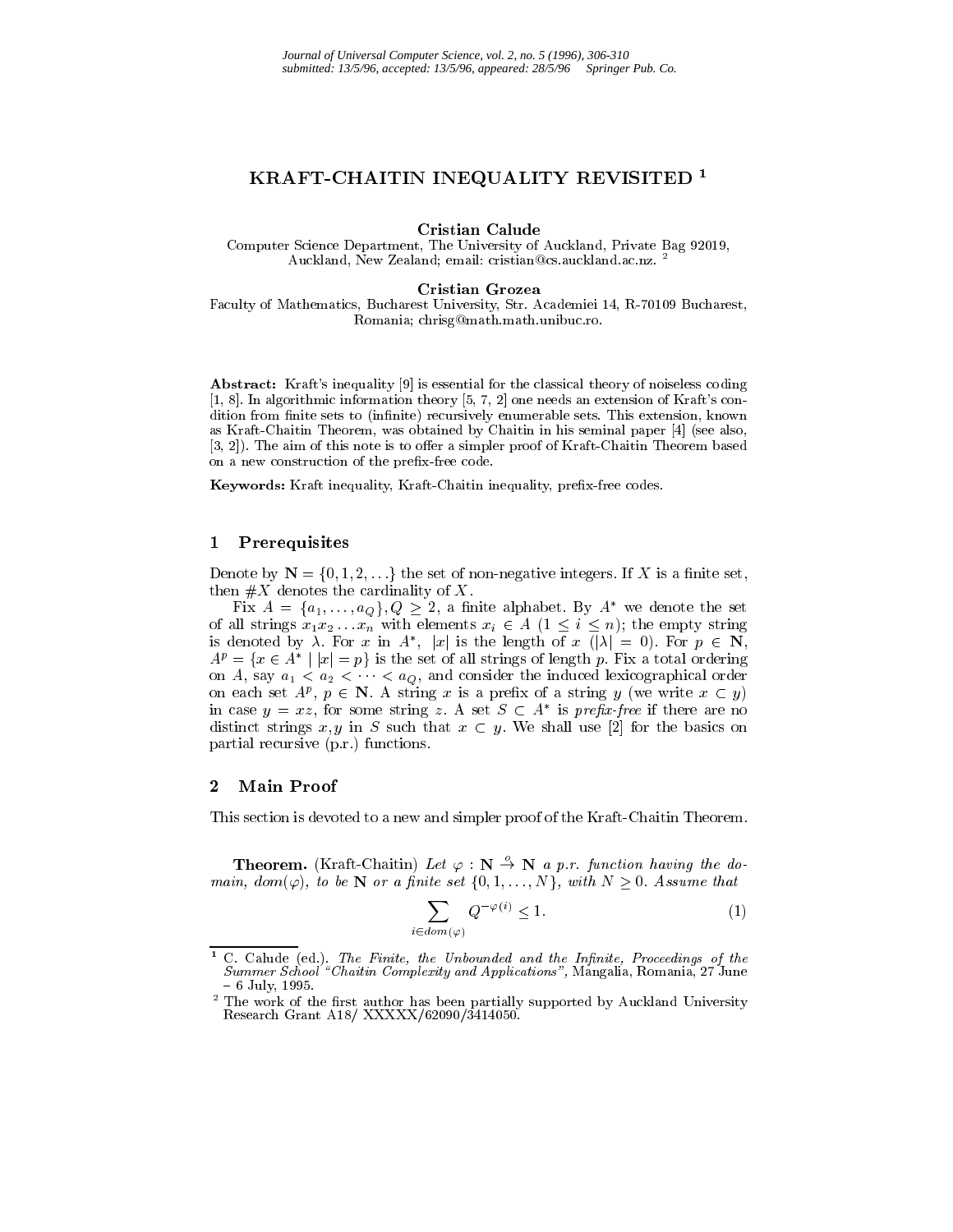# KRAFT-CHAITIN INEQUALITY REVISITED [1]

**Cristian Calude**
Computer Science Department, The University of Auckland, Private Bag 92019, Auckland, New Zealand; email: cristian@cs.auckland.ac.nz. [2]

**Cristian Grozea**
Faculty of Mathematics, Bucharest University, Str. Academiei 14, R-70109 Bucharest, Romania; chrisg@math.math.unibuc.ro.

**Abstract:** Kraft's inequality [9] is essential for the classical theory of noiseless coding [1, 8]. In algorithmic information theory [5, 7, 2] one needs an extension of Kraft's condition from finite sets to (infinite) recursively enumerable sets. This extension, known as Kraft-Chaitin Theorem, was obtained by Chaitin in his seminal paper [4] (see also, [3, 2]). The aim of this note is to offer a simpler proof of Kraft-Chaitin Theorem based on a new construction of the prefix-free code.

**Keywords:** Kraft inequality, Kraft-Chaitin inequality, prefix-free codes.

## 1 Prerequisites

Denote by $\mathbf{N} = \{0, 1, 2, \ldots\}$ the set of non-negative integers. If $X$ is a finite set, then $\#X$ denotes the cardinality of $X$.

Fix $A = \{a_1, \ldots, a_Q\}, Q \geq 2$, a finite alphabet. By $A^*$ we denote the set of all strings $x_1 x_2 \ldots x_n$ with elements $x_i \in A$ $(1 \leq i \leq n)$; the empty string is denoted by $\lambda$. For $x$ in $A^*$, $|x|$ is the length of $x$ $(|\lambda| = 0)$. For $p \in \mathbf{N}$, $A^p = \{x \in A^* \mid |x| = p\}$ is the set of all strings of length $p$. Fix a total ordering on $A$, say $a_1 < a_2 < \cdots < a_Q$, and consider the induced lexicographical order on each set $A^p$, $p \in \mathbf{N}$. A string $x$ is a prefix of a string $y$ (we write $x \subset y$) in case $y = xz$, for some string $z$. A set $S \subset A^*$ is *prefix-free* if there are no distinct strings $x, y$ in $S$ such that $x \subset y$. We shall use [2] for the basics on partial recursive (p.r.) functions.

## 2 Main Proof

This section is devoted to a new and simpler proof of the Kraft-Chaitin Theorem.

**Theorem.** (Kraft-Chaitin) *Let $\varphi : \mathbf{N} \stackrel{o}{\to} \mathbf{N}$ a p.r. function having the domain, $dom(\varphi)$, to be $\mathbf{N}$ or a finite set $\{0, 1, \ldots, N\}$, with $N \geq 0$. Assume that*

$$\sum_{i \in dom(\varphi)} Q^{-\varphi(i)} \leq 1. \tag{1}$$

[1] C. Calude (ed.). *The Finite, the Unbounded and the Infinite, Proceedings of the Summer School "Chaitin Complexity and Applications"*, Mangalia, Romania, 27 June – 6 July, 1995.

[2] The work of the first author has been partially supported by Auckland University Research Grant A18/ XXXXX/62090/3414050.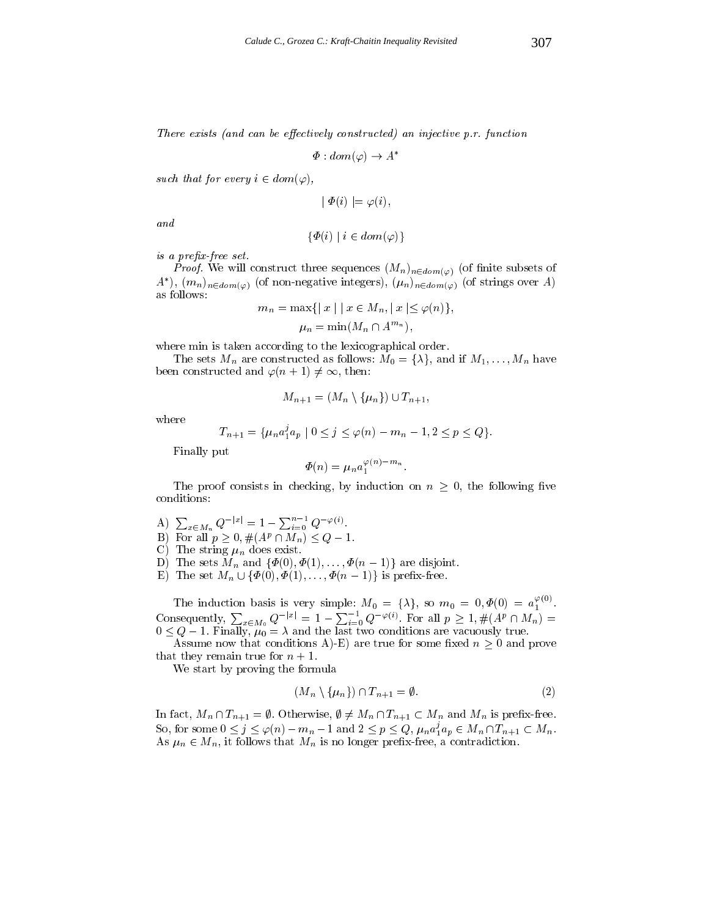*There exists (and can be effectively constructed) an injective p.r. function*

$$\Phi : dom(\varphi) \to A^*$$

*such that for every $i \in dom(\varphi)$,*

$$| \Phi(i) |= \varphi(i),$$

*and*

$$\{\Phi(i) \mid i \in dom(\varphi)\}$$

*is a prefix-free set.*

*Proof.* We will construct three sequences $(M_n)_{n \in dom(\varphi)}$ (of finite subsets of $A^*$), $(m_n)_{n \in dom(\varphi)}$ (of non-negative integers), $(\mu_n)_{n \in dom(\varphi)}$ (of strings over $A$) as follows:

$$m_n = \max\{| x | \mid x \in M_n, | x | \leq \varphi(n)\},$$

$$\mu_n = \min(M_n \cap A^{m_n}),$$

where min is taken according to the lexicographical order.

The sets $M_n$ are constructed as follows: $M_0 = \{\lambda\}$, and if $M_1, \ldots, M_n$ have been constructed and $\varphi(n+1) \neq \infty$, then:

$$M_{n+1} = (M_n \setminus \{\mu_n\}) \cup T_{n+1},$$

where

$$T_{n+1} = \{\mu_n a_1^j a_p \mid 0 \leq j \leq \varphi(n) - m_n - 1, 2 \leq p \leq Q\}.$$

Finally put

$$\Phi(n) = \mu_n a_1^{\varphi(n) - m_n}.$$

The proof consists in checking, by induction on $n \geq 0$, the following five conditions:

A) $\sum_{x \in M_n} Q^{-|x|} = 1 - \sum_{i=0}^{n-1} Q^{-\varphi(i)}$.
B) For all $p \geq 0, \#(A^p \cap M_n) \leq Q - 1$.
C) The string $\mu_n$ does exist.
D) The sets $M_n$ and $\{\Phi(0), \Phi(1), \ldots, \Phi(n-1)\}$ are disjoint.
E) The set $M_n \cup \{\Phi(0), \Phi(1), \ldots, \Phi(n-1)\}$ is prefix-free.

The induction basis is very simple: $M_0 = \{\lambda\}$, so $m_0 = 0, \Phi(0) = a_1^{\varphi(0)}$. Consequently, $\sum_{x \in M_0} Q^{-|x|} = 1 - \sum_{i=0}^{-1} Q^{-\varphi(i)}$. For all $p \geq 1, \#(A^p \cap M_n) = 0 \leq Q - 1$. Finally, $\mu_0 = \lambda$ and the last two conditions are vacuously true.

Assume now that conditions A)-E) are true for some fixed $n \geq 0$ and prove that they remain true for $n + 1$.

We start by proving the formula

$$(M_n \setminus \{\mu_n\}) \cap T_{n+1} = \emptyset. \tag{2}$$

In fact, $M_n \cap T_{n+1} = \emptyset$. Otherwise, $\emptyset \neq M_n \cap T_{n+1} \subset M_n$ and $M_n$ is prefix-free. So, for some $0 \leq j \leq \varphi(n) - m_n - 1$ and $2 \leq p \leq Q$, $\mu_n a_1^j a_p \in M_n \cap T_{n+1} \subset M_n$. As $\mu_n \in M_n$, it follows that $M_n$ is no longer prefix-free, a contradiction.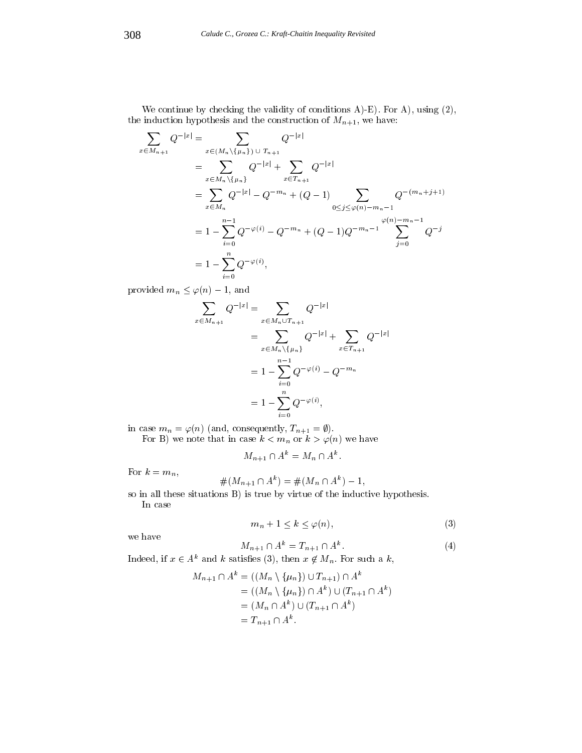We continue by checking the validity of conditions A)-E). For A), using (2), the induction hypothesis and the construction of $M_{n+1}$, we have:

$$
\begin{aligned}
\sum_{x \in M_{n+1}} Q^{-|x|} &= \sum_{x \in (M_n \setminus \{\mu_n\}) \,\cup\, T_{n+1}} Q^{-|x|} \\
&= \sum_{x \in M_n \setminus \{\mu_n\}} Q^{-|x|} + \sum_{x \in T_{n+1}} Q^{-|x|} \\
&= \sum_{x \in M_n} Q^{-|x|} - Q^{-m_n} + (Q-1) \sum_{0 \le j \le \varphi(n) - m_n - 1} Q^{-(m_n + j + 1)} \\
&= 1 - \sum_{i=0}^{n-1} Q^{-\varphi(i)} - Q^{-m_n} + (Q-1) Q^{-m_n - 1} \sum_{j=0}^{\varphi(n) - m_n - 1} Q^{-j} \\
&= 1 - \sum_{i=0}^{n} Q^{-\varphi(i)},
\end{aligned}
$$

provided $m_n \le \varphi(n) - 1$, and

$$
\begin{aligned}
\sum_{x \in M_{n+1}} Q^{-|x|} &= \sum_{x \in M_n \cup T_{n+1}} Q^{-|x|} \\
&= \sum_{x \in M_n \setminus \{\mu_n\}} Q^{-|x|} + \sum_{x \in T_{n+1}} Q^{-|x|} \\
&= 1 - \sum_{i=0}^{n-1} Q^{-\varphi(i)} - Q^{-m_n} \\
&= 1 - \sum_{i=0}^{n} Q^{-\varphi(i)},
\end{aligned}
$$

in case $m_n = \varphi(n)$ (and, consequently, $T_{n+1} = \emptyset$).

For B) we note that in case $k < m_n$ or $k > \varphi(n)$ we have

$$
M_{n+1} \cap A^k = M_n \cap A^k.
$$

For $k = m_n$,

$$
\#(M_{n+1} \cap A^k) = \#(M_n \cap A^k) - 1,
$$

so in all these situations B) is true by virtue of the inductive hypothesis.

In case

$$
m_n + 1 \le k \le \varphi(n), \tag{3}
$$

we have

$$
M_{n+1} \cap A^k = T_{n+1} \cap A^k. \tag{4}
$$

Indeed, if $x \in A^k$ and $k$ satisfies (3), then $x \notin M_n$. For such a $k$,

$$
\begin{aligned}
M_{n+1} \cap A^k &= ((M_n \setminus \{\mu_n\}) \cup T_{n+1}) \cap A^k \\
&= ((M_n \setminus \{\mu_n\}) \cap A^k) \cup (T_{n+1} \cap A^k) \\
&= (M_n \cap A^k) \cup (T_{n+1} \cap A^k) \\
&= T_{n+1} \cap A^k.
\end{aligned}
$$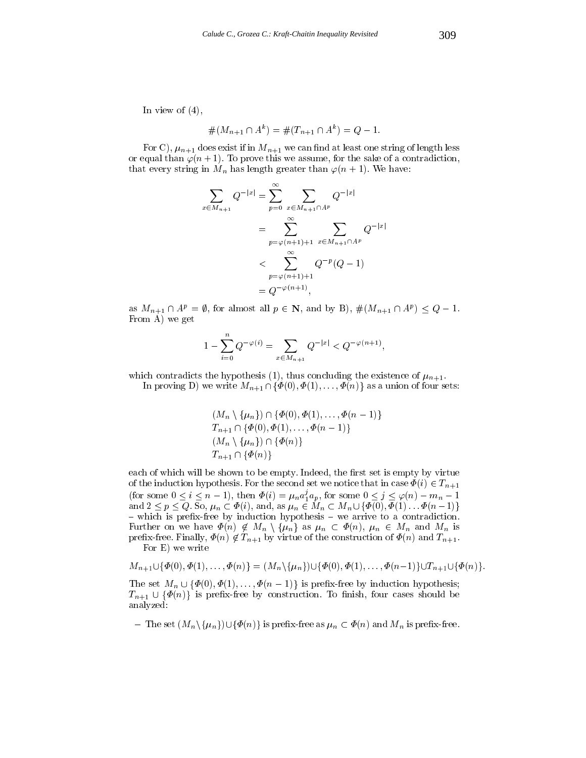In view of (4),

$$\#(M_{n+1} \cap A^k) = \#(T_{n+1} \cap A^k) = Q - 1.$$

For C), $\mu_{n+1}$ does exist if in $M_{n+1}$ we can find at least one string of length less or equal than $\varphi(n+1)$. To prove this we assume, for the sake of a contradiction, that every string in $M_n$ has length greater than $\varphi(n+1)$. We have:

$$\begin{aligned}
\sum_{x \in M_{n+1}} Q^{-|x|} &= \sum_{p=0}^{\infty} \sum_{x \in M_{n+1} \cap A^p} Q^{-|x|} \\
&= \sum_{p=\varphi(n+1)+1}^{\infty} \sum_{x \in M_{n+1} \cap A^p} Q^{-|x|} \\
&< \sum_{p=\varphi(n+1)+1}^{\infty} Q^{-p}(Q-1) \\
&= Q^{-\varphi(n+1)},
\end{aligned}$$

as $M_{n+1} \cap A^p = \emptyset$, for almost all $p \in \mathbf{N}$, and by B), $\#(M_{n+1} \cap A^p) \leq Q - 1$. From A) we get

$$1 - \sum_{i=0}^{n} Q^{-\varphi(i)} = \sum_{x \in M_{n+1}} Q^{-|x|} < Q^{-\varphi(n+1)},$$

which contradicts the hypothesis (1), thus concluding the existence of $\mu_{n+1}$.

In proving D) we write $M_{n+1} \cap \{\Phi(0), \Phi(1), \ldots, \Phi(n)\}$ as a union of four sets:

$$\begin{array}{l}
(M_n \setminus \{\mu_n\}) \cap \{\Phi(0), \Phi(1), \ldots, \Phi(n-1)\} \\
T_{n+1} \cap \{\Phi(0), \Phi(1), \ldots, \Phi(n-1)\} \\
(M_n \setminus \{\mu_n\}) \cap \{\Phi(n)\} \\
T_{n+1} \cap \{\Phi(n)\}
\end{array}$$

each of which will be shown to be empty. Indeed, the first set is empty by virtue of the induction hypothesis. For the second set we notice that in case $\Phi(i) \in T_{n+1}$ (for some $0 \leq i \leq n-1$), then $\Phi(i) = \mu_n a_1^j a_p$, for some $0 \leq j \leq \varphi(n) - m_n - 1$ and $2 \leq p \leq Q$. So, $\mu_n \subset \Phi(i)$, and, as $\mu_n \in M_n \subset M_n \cup \{\Phi(0), \Phi(1) \ldots \Phi(n-1)\}$ – which is prefix-free by induction hypothesis – we arrive to a contradiction. Further on we have $\Phi(n) \notin M_n \setminus \{\mu_n\}$ as $\mu_n \subset \Phi(n)$, $\mu_n \in M_n$ and $M_n$ is prefix-free. Finally, $\Phi(n) \notin T_{n+1}$ by virtue of the construction of $\Phi(n)$ and $T_{n+1}$.

For E) we write

$$M_{n+1} \cup \{\Phi(0), \Phi(1), \ldots, \Phi(n)\} = (M_n \setminus \{\mu_n\}) \cup \{\Phi(0), \Phi(1), \ldots, \Phi(n-1)\} \cup T_{n+1} \cup \{\Phi(n)\}.$$

The set $M_n \cup \{\Phi(0), \Phi(1), \ldots, \Phi(n-1)\}$ is prefix-free by induction hypothesis; $T_{n+1} \cup \{\Phi(n)\}$ is prefix-free by construction. To finish, four cases should be analyzed:

- The set $(M_n \setminus \{\mu_n\}) \cup \{\Phi(n)\}$ is prefix-free as $\mu_n \subset \Phi(n)$ and $M_n$ is prefix-free.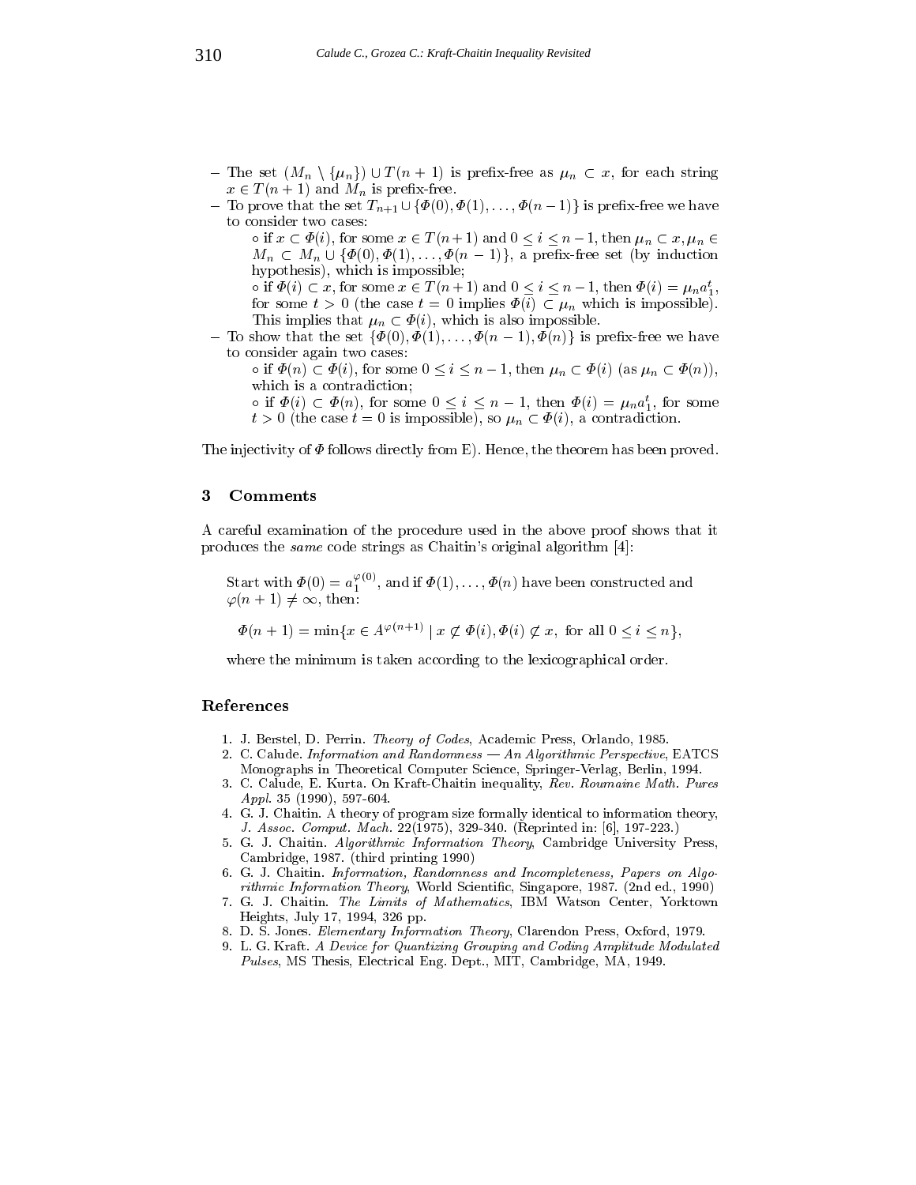- The set $(M_n \setminus \{\mu_n\}) \cup T(n+1)$ is prefix-free as $\mu_n \subset x$, for each string $x \in T(n+1)$ and $M_n$ is prefix-free.
- To prove that the set $T_{n+1} \cup \{\Phi(0), \Phi(1), \ldots, \Phi(n-1)\}$ is prefix-free we have to consider two cases:
  - ∘ if $x \subset \Phi(i)$, for some $x \in T(n+1)$ and $0 \leq i \leq n-1$, then $\mu_n \subset x, \mu_n \in M_n \subset M_n \cup \{\Phi(0), \Phi(1), \ldots, \Phi(n-1)\}$, a prefix-free set (by induction hypothesis), which is impossible;
  - ∘ if $\Phi(i) \subset x$, for some $x \in T(n+1)$ and $0 \leq i \leq n-1$, then $\Phi(i) = \mu_n a_1^t$, for some $t > 0$ (the case $t = 0$ implies $\Phi(i) \subset \mu_n$ which is impossible). This implies that $\mu_n \subset \Phi(i)$, which is also impossible.
- To show that the set $\{\Phi(0), \Phi(1), \ldots, \Phi(n-1), \Phi(n)\}$ is prefix-free we have to consider again two cases:
  - ∘ if $\Phi(n) \subset \Phi(i)$, for some $0 \leq i \leq n-1$, then $\mu_n \subset \Phi(i)$ (as $\mu_n \subset \Phi(n)$), which is a contradiction;
  - ∘ if $\Phi(i) \subset \Phi(n)$, for some $0 \leq i \leq n-1$, then $\Phi(i) = \mu_n a_1^t$, for some $t > 0$ (the case $t = 0$ is impossible), so $\mu_n \subset \Phi(i)$, a contradiction.

The injectivity of $\Phi$ follows directly from E). Hence, the theorem has been proved.

## 3 Comments

A careful examination of the procedure used in the above proof shows that it produces the *same* code strings as Chaitin's original algorithm [4]:

> Start with $\Phi(0) = a_1^{\varphi(0)}$, and if $\Phi(1), \ldots, \Phi(n)$ have been constructed and $\varphi(n+1) \neq \infty$, then:
>
> $$\Phi(n+1) = \min\{x \in A^{\varphi(n+1)} \mid x \not\subset \Phi(i), \Phi(i) \not\subset x, \text{ for all } 0 \leq i \leq n\},$$
>
> where the minimum is taken according to the lexicographical order.

## References

1. J. Berstel, D. Perrin. *Theory of Codes*, Academic Press, Orlando, 1985.
2. C. Calude. *Information and Randomness — An Algorithmic Perspective*, EATCS Monographs in Theoretical Computer Science, Springer-Verlag, Berlin, 1994.
3. C. Calude, E. Kurta. On Kraft-Chaitin inequality, *Rev. Roumaine Math. Pures Appl.* 35 (1990), 597-604.
4. G. J. Chaitin. A theory of program size formally identical to information theory, *J. Assoc. Comput. Mach.* 22(1975), 329-340. (Reprinted in: [6], 197-223.)
5. G. J. Chaitin. *Algorithmic Information Theory*, Cambridge University Press, Cambridge, 1987. (third printing 1990)
6. G. J. Chaitin. *Information, Randomness and Incompleteness, Papers on Algorithmic Information Theory*, World Scientific, Singapore, 1987. (2nd ed., 1990)
7. G. J. Chaitin. *The Limits of Mathematics*, IBM Watson Center, Yorktown Heights, July 17, 1994, 326 pp.
8. D. S. Jones. *Elementary Information Theory*, Clarendon Press, Oxford, 1979.
9. L. G. Kraft. *A Device for Quantizing Grouping and Coding Amplitude Modulated Pulses*, MS Thesis, Electrical Eng. Dept., MIT, Cambridge, MA, 1949.